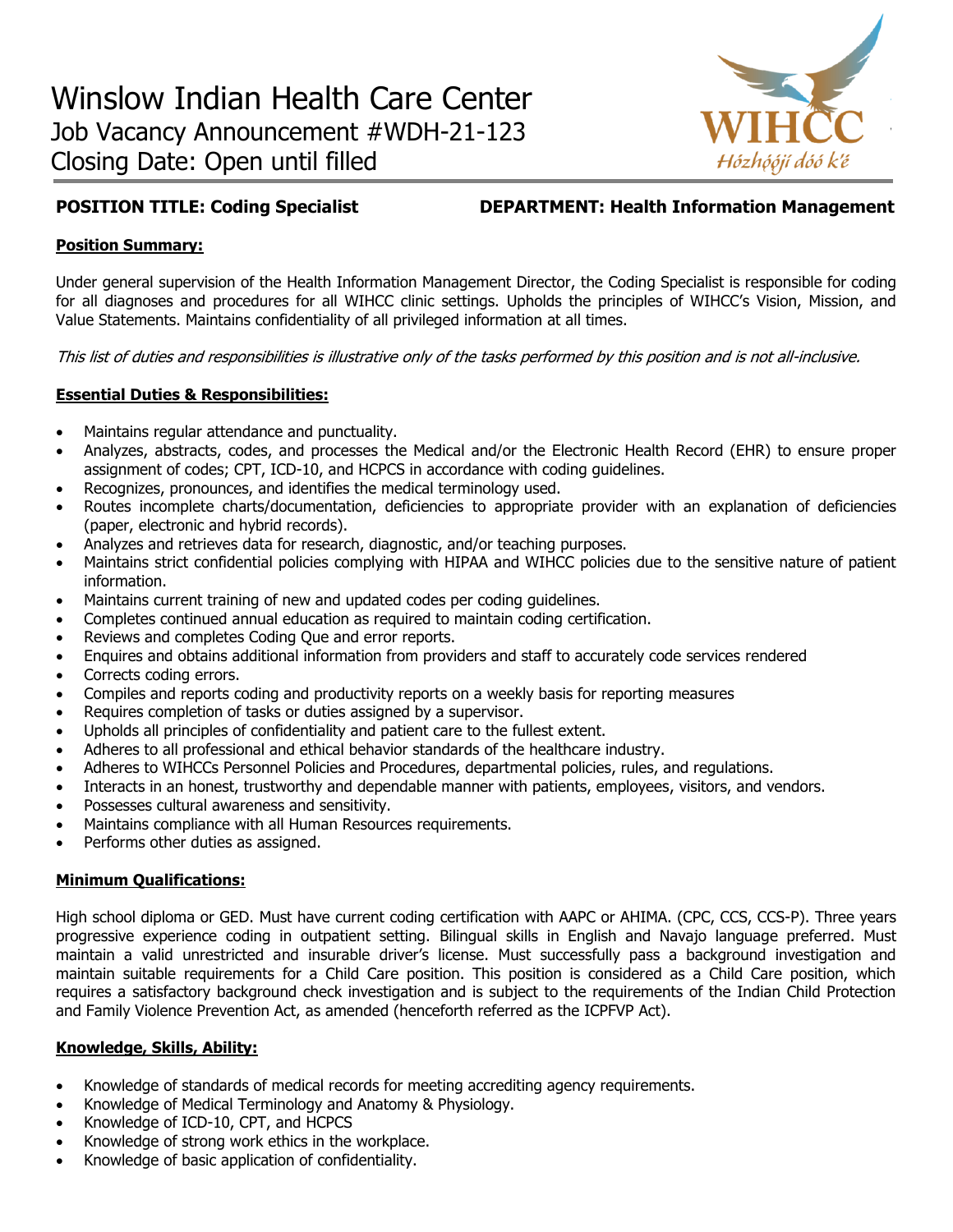# Winslow Indian Health Care Center

Job Vacancy Announcement #WDH-21-123

Closing Date: Open until filled

WIHCC
Hózhóójí dóó k'é

**POSITION TITLE: Coding Specialist** **DEPARTMENT: Health Information Management**

## Position Summary:

Under general supervision of the Health Information Management Director, the Coding Specialist is responsible for coding for all diagnoses and procedures for all WIHCC clinic settings. Upholds the principles of WIHCC's Vision, Mission, and Value Statements. Maintains confidentiality of all privileged information at all times.

*This list of duties and responsibilities is illustrative only of the tasks performed by this position and is not all-inclusive.*

## Essential Duties & Responsibilities:

- Maintains regular attendance and punctuality.
- Analyzes, abstracts, codes, and processes the Medical and/or the Electronic Health Record (EHR) to ensure proper assignment of codes; CPT, ICD-10, and HCPCS in accordance with coding guidelines.
- Recognizes, pronounces, and identifies the medical terminology used.
- Routes incomplete charts/documentation, deficiencies to appropriate provider with an explanation of deficiencies (paper, electronic and hybrid records).
- Analyzes and retrieves data for research, diagnostic, and/or teaching purposes.
- Maintains strict confidential policies complying with HIPAA and WIHCC policies due to the sensitive nature of patient information.
- Maintains current training of new and updated codes per coding guidelines.
- Completes continued annual education as required to maintain coding certification.
- Reviews and completes Coding Que and error reports.
- Enquires and obtains additional information from providers and staff to accurately code services rendered
- Corrects coding errors.
- Compiles and reports coding and productivity reports on a weekly basis for reporting measures
- Requires completion of tasks or duties assigned by a supervisor.
- Upholds all principles of confidentiality and patient care to the fullest extent.
- Adheres to all professional and ethical behavior standards of the healthcare industry.
- Adheres to WIHCCs Personnel Policies and Procedures, departmental policies, rules, and regulations.
- Interacts in an honest, trustworthy and dependable manner with patients, employees, visitors, and vendors.
- Possesses cultural awareness and sensitivity.
- Maintains compliance with all Human Resources requirements.
- Performs other duties as assigned.

## Minimum Qualifications:

High school diploma or GED. Must have current coding certification with AAPC or AHIMA. (CPC, CCS, CCS-P). Three years progressive experience coding in outpatient setting. Bilingual skills in English and Navajo language preferred. Must maintain a valid unrestricted and insurable driver's license. Must successfully pass a background investigation and maintain suitable requirements for a Child Care position. This position is considered as a Child Care position, which requires a satisfactory background check investigation and is subject to the requirements of the Indian Child Protection and Family Violence Prevention Act, as amended (henceforth referred as the ICPFVP Act).

## Knowledge, Skills, Ability:

- Knowledge of standards of medical records for meeting accrediting agency requirements.
- Knowledge of Medical Terminology and Anatomy & Physiology.
- Knowledge of ICD-10, CPT, and HCPCS
- Knowledge of strong work ethics in the workplace.
- Knowledge of basic application of confidentiality.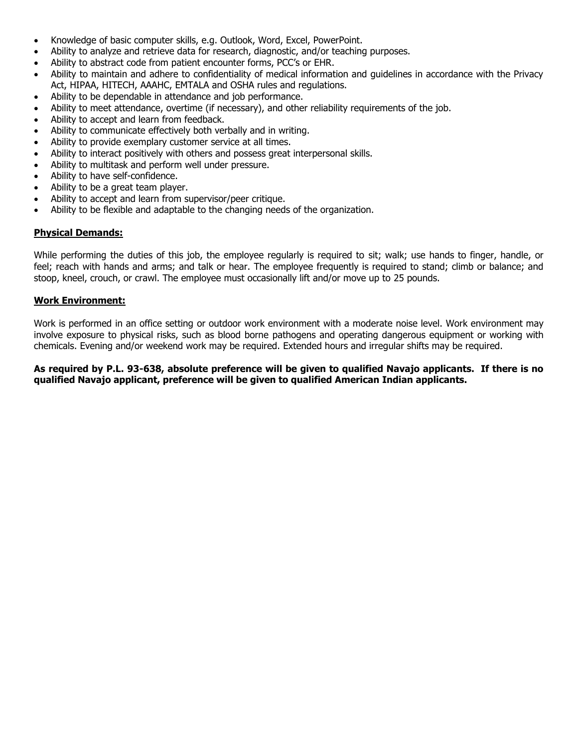- Knowledge of basic computer skills, e.g. Outlook, Word, Excel, PowerPoint.
- Ability to analyze and retrieve data for research, diagnostic, and/or teaching purposes.
- Ability to abstract code from patient encounter forms, PCC's or EHR.
- Ability to maintain and adhere to confidentiality of medical information and guidelines in accordance with the Privacy Act, HIPAA, HITECH, AAAHC, EMTALA and OSHA rules and regulations.
- Ability to be dependable in attendance and job performance.
- Ability to meet attendance, overtime (if necessary), and other reliability requirements of the job.
- Ability to accept and learn from feedback.
- Ability to communicate effectively both verbally and in writing.
- Ability to provide exemplary customer service at all times.
- Ability to interact positively with others and possess great interpersonal skills.
- Ability to multitask and perform well under pressure.
- Ability to have self-confidence.
- Ability to be a great team player.
- Ability to accept and learn from supervisor/peer critique.
- Ability to be flexible and adaptable to the changing needs of the organization.

**Physical Demands:**

While performing the duties of this job, the employee regularly is required to sit; walk; use hands to finger, handle, or feel; reach with hands and arms; and talk or hear. The employee frequently is required to stand; climb or balance; and stoop, kneel, crouch, or crawl. The employee must occasionally lift and/or move up to 25 pounds.

**Work Environment:**

Work is performed in an office setting or outdoor work environment with a moderate noise level. Work environment may involve exposure to physical risks, such as blood borne pathogens and operating dangerous equipment or working with chemicals. Evening and/or weekend work may be required. Extended hours and irregular shifts may be required.

**As required by P.L. 93-638, absolute preference will be given to qualified Navajo applicants. If there is no qualified Navajo applicant, preference will be given to qualified American Indian applicants.**